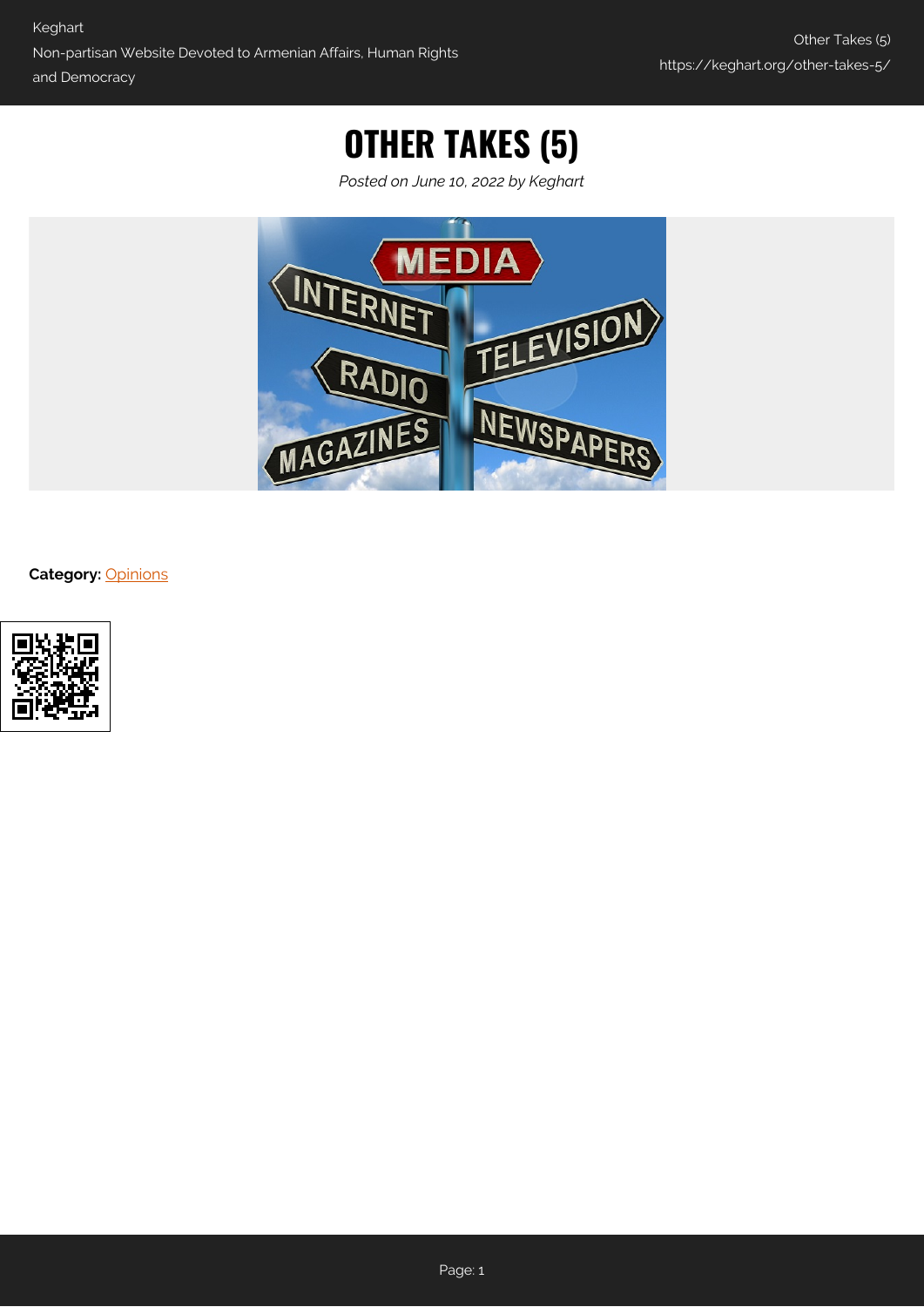# OTHER TAKES (5)

*Posted on June 10, 2022 by Keghart*

**Category:** Opinions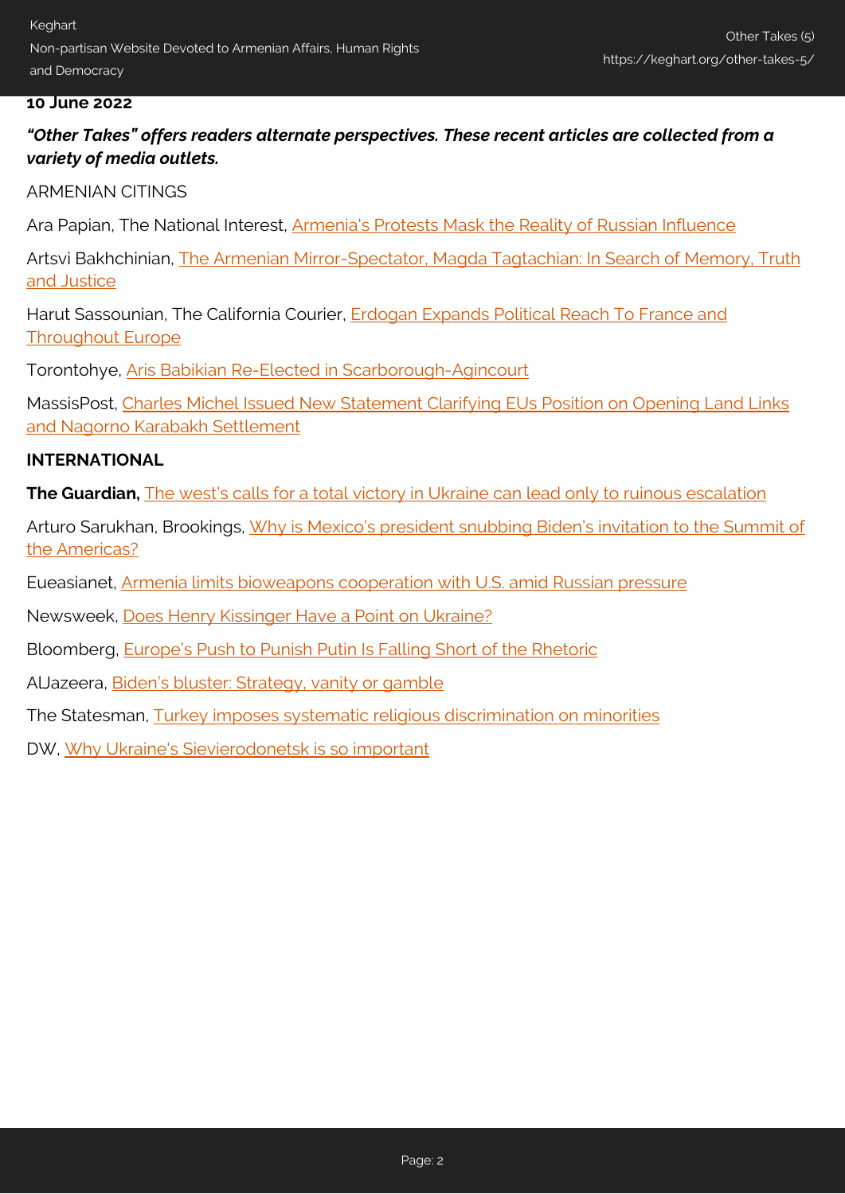**10 June 2022**

***"Other Takes" offers readers alternate perspectives. These recent articles are collected from a variety of media outlets.***

ARMENIAN CITINGS

Ara Papian, The National Interest, Armenia's Protests Mask the Reality of Russian Influence

Artsvi Bakhchinian, The Armenian Mirror-Spectator, Magda Tagtachian: In Search of Memory, Truth and Justice

Harut Sassounian, The California Courier, Erdogan Expands Political Reach To France and Throughout Europe

Torontohye, Aris Babikian Re-Elected in Scarborough-Agincourt

MassisPost, Charles Michel Issued New Statement Clarifying EUs Position on Opening Land Links and Nagorno Karabakh Settlement

**INTERNATIONAL**

**The Guardian,** The west's calls for a total victory in Ukraine can lead only to ruinous escalation

Arturo Sarukhan, Brookings, Why is Mexico's president snubbing Biden's invitation to the Summit of the Americas?

Eueasianet, Armenia limits bioweapons cooperation with U.S. amid Russian pressure

Newsweek, Does Henry Kissinger Have a Point on Ukraine?

Bloomberg, Europe's Push to Punish Putin Is Falling Short of the Rhetoric

AlJazeera, Biden's bluster: Strategy, vanity or gamble

The Statesman, Turkey imposes systematic religious discrimination on minorities

DW, Why Ukraine's Sievierodonetsk is so important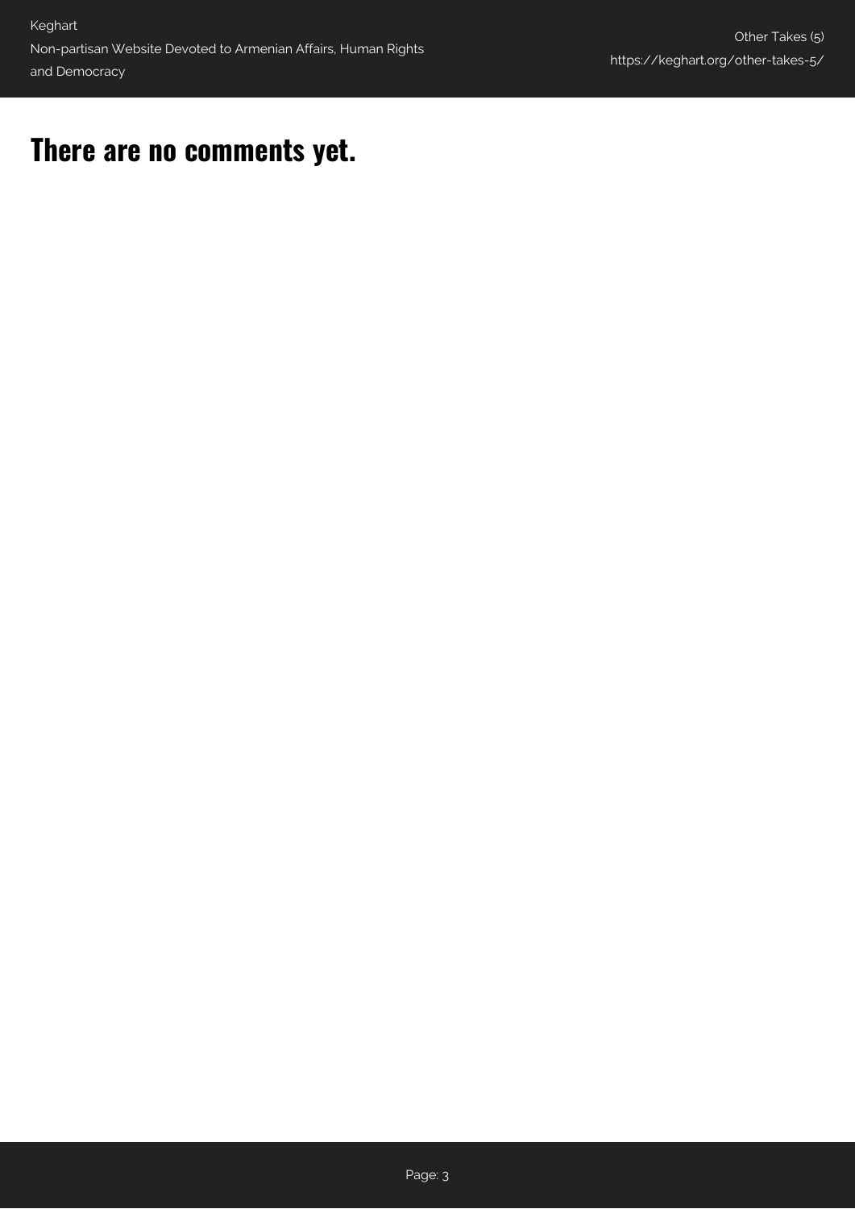# There are no comments yet.